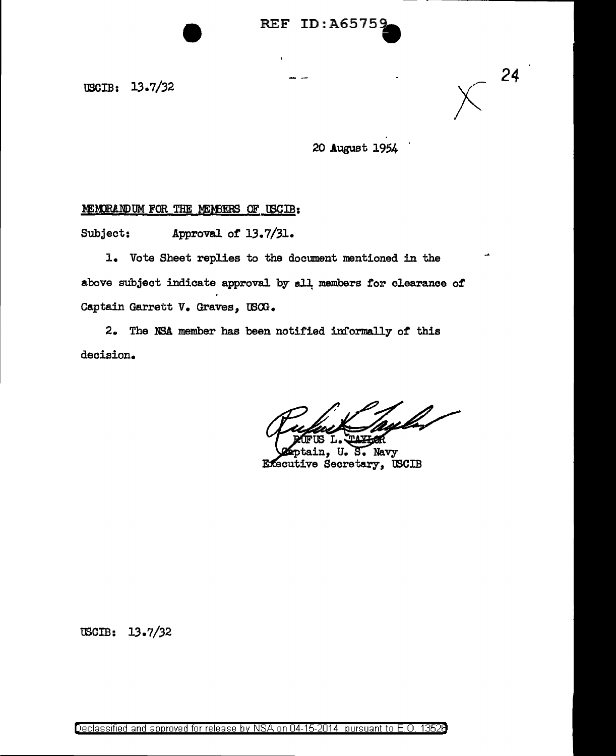REF ID:A65759

USCIB: 13.7/32

20 August 1954

MEMORANDUM FOR THE MEMBERS OF USCIB:

Subject: Approval of 13.7/31.

1. Vote Sheet replies to the document mentioned in the above subject indicate approval by all members for clearance of Captain Garrett V. Graves, USCG.

2. The NSA member has been notified informally of this decision.

RUFUS L. TAYLOR
Captain, U. S. Navy
Executive Secretary, USCIB

USCIB: 13.7/32

Declassified and approved for release by NSA on 04-15-2014 pursuant to E.O. 13526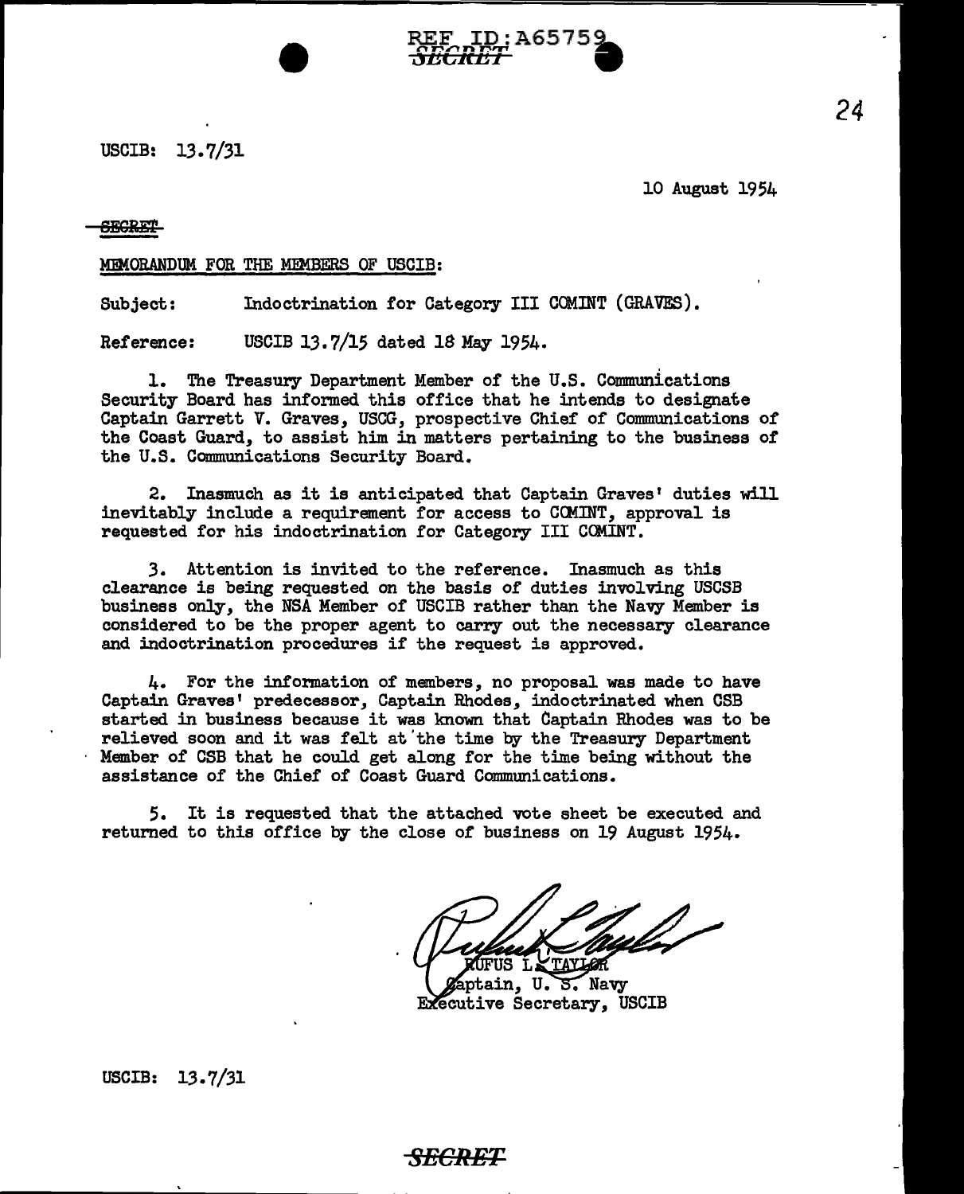REF ID:A65759
SECRET

USCIB: 13.7/31

10 August 1954

SECRET

MEMORANDUM FOR THE MEMBERS OF USCIB:

Subject: Indoctrination for Category III COMINT (GRAVES).

Reference: USCIB 13.7/15 dated 18 May 1954.

1. The Treasury Department Member of the U.S. Communications Security Board has informed this office that he intends to designate Captain Garrett V. Graves, USCG, prospective Chief of Communications of the Coast Guard, to assist him in matters pertaining to the business of the U.S. Communications Security Board.

2. Inasmuch as it is anticipated that Captain Graves' duties will inevitably include a requirement for access to COMINT, approval is requested for his indoctrination for Category III COMINT.

3. Attention is invited to the reference. Inasmuch as this clearance is being requested on the basis of duties involving USCSB business only, the NSA Member of USCIB rather than the Navy Member is considered to be the proper agent to carry out the necessary clearance and indoctrination procedures if the request is approved.

4. For the information of members, no proposal was made to have Captain Graves' predecessor, Captain Rhodes, indoctrinated when CSB started in business because it was known that Captain Rhodes was to be relieved soon and it was felt at the time by the Treasury Department Member of CSB that he could get along for the time being without the assistance of the Chief of Coast Guard Communications.

5. It is requested that the attached vote sheet be executed and returned to this office by the close of business on 19 August 1954.

RUFUS L. TAYLOR
Captain, U. S. Navy
Executive Secretary, USCIB

USCIB: 13.7/31

SECRET